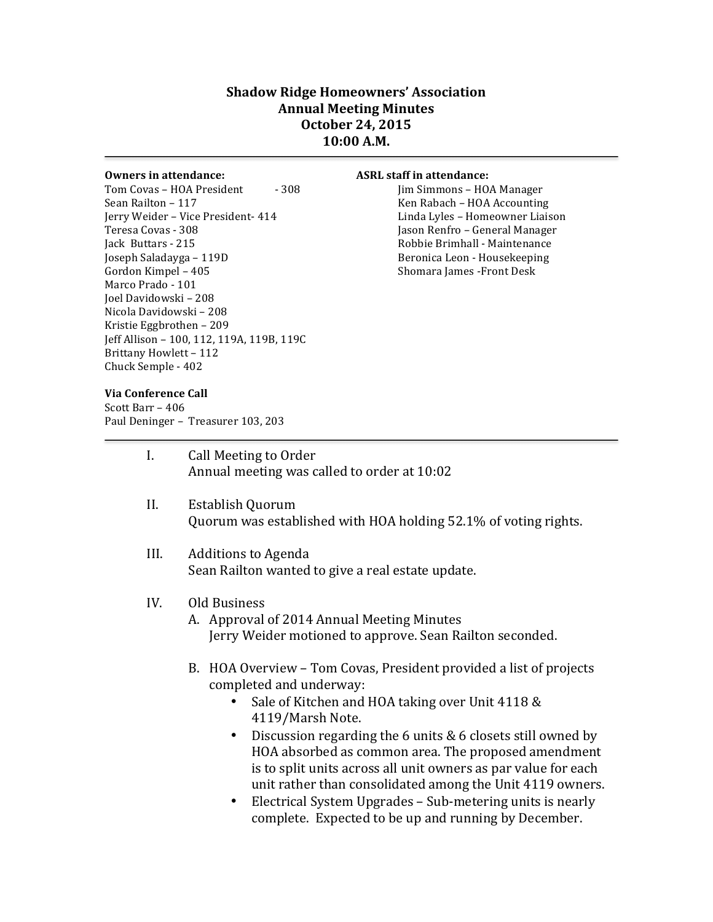# Shadow Ridge Homeowners' Association
## Annual Meeting Minutes
## October 24, 2015
## 10:00 A.M.

---

**Owners in attendance:**

Tom Covas – HOA President - 308
Sean Railton – 117
Jerry Weider – Vice President- 414
Teresa Covas - 308
Jack Buttars - 215
Joseph Saladayga – 119D
Gordon Kimpel – 405
Marco Prado - 101
Joel Davidowski – 208
Nicola Davidowski – 208
Kristie Eggbrothen – 209
Jeff Allison – 100, 112, 119A, 119B, 119C
Brittany Howlett – 112
Chuck Semple - 402

**ASRL staff in attendance:**

Jim Simmons – HOA Manager
Ken Rabach – HOA Accounting
Linda Lyles – Homeowner Liaison
Jason Renfro – General Manager
Robbie Brimhall - Maintenance
Beronica Leon - Housekeeping
Shomara James -Front Desk

**Via Conference Call**

Scott Barr – 406
Paul Deninger – Treasurer 103, 203

---

I. Call Meeting to Order
   Annual meeting was called to order at 10:02

II. Establish Quorum
   Quorum was established with HOA holding 52.1% of voting rights.

III. Additions to Agenda
   Sean Railton wanted to give a real estate update.

IV. Old Business
   A. Approval of 2014 Annual Meeting Minutes
      Jerry Weider motioned to approve. Sean Railton seconded.

   B. HOA Overview – Tom Covas, President provided a list of projects completed and underway:
      - Sale of Kitchen and HOA taking over Unit 4118 & 4119/Marsh Note.
      - Discussion regarding the 6 units & 6 closets still owned by HOA absorbed as common area. The proposed amendment is to split units across all unit owners as par value for each unit rather than consolidated among the Unit 4119 owners.
      - Electrical System Upgrades – Sub-metering units is nearly complete. Expected to be up and running by December.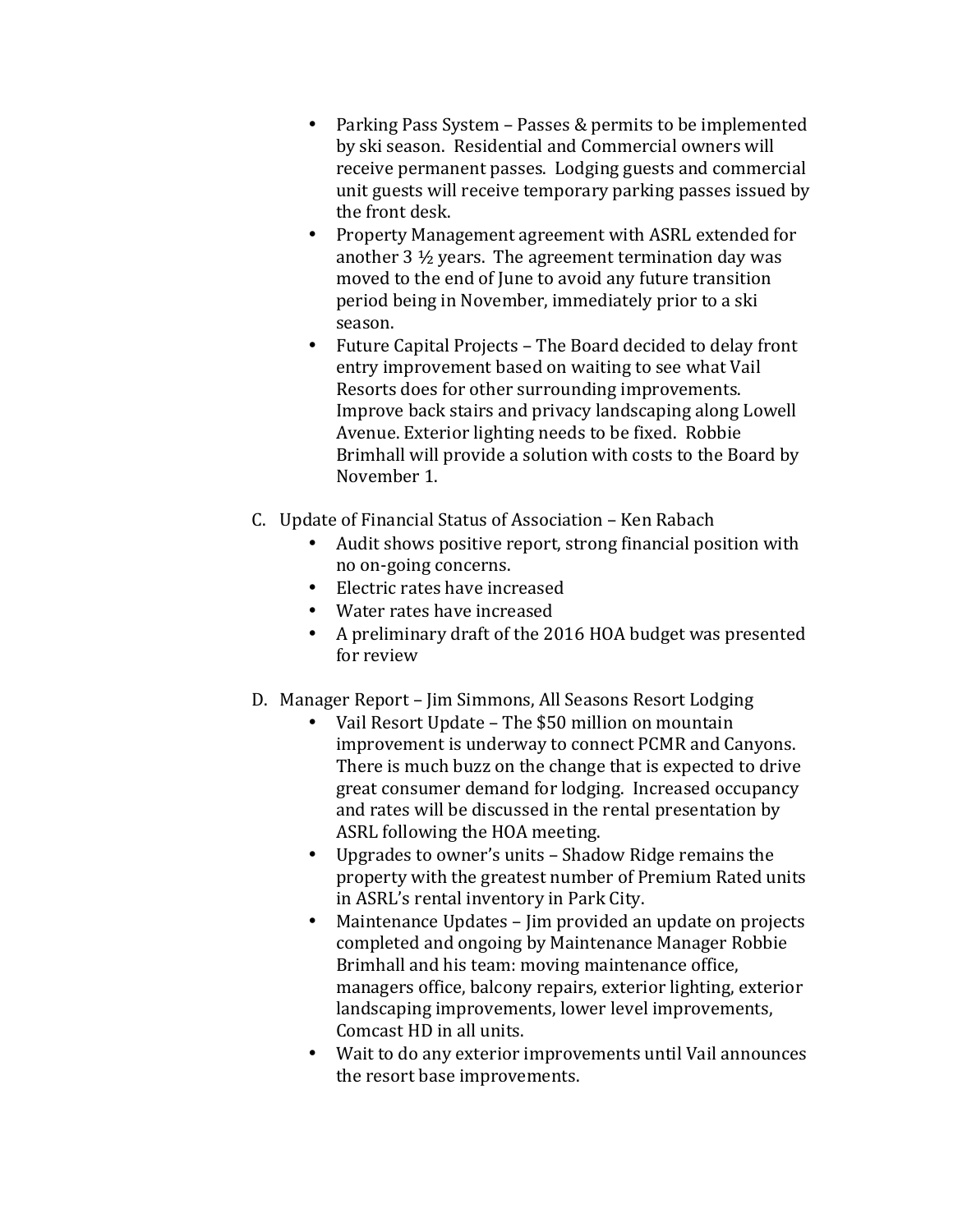- Parking Pass System – Passes & permits to be implemented by ski season. Residential and Commercial owners will receive permanent passes. Lodging guests and commercial unit guests will receive temporary parking passes issued by the front desk.
- Property Management agreement with ASRL extended for another 3 ½ years. The agreement termination day was moved to the end of June to avoid any future transition period being in November, immediately prior to a ski season.
- Future Capital Projects – The Board decided to delay front entry improvement based on waiting to see what Vail Resorts does for other surrounding improvements. Improve back stairs and privacy landscaping along Lowell Avenue. Exterior lighting needs to be fixed. Robbie Brimhall will provide a solution with costs to the Board by November 1.

C. Update of Financial Status of Association – Ken Rabach

- Audit shows positive report, strong financial position with no on-going concerns.
- Electric rates have increased
- Water rates have increased
- A preliminary draft of the 2016 HOA budget was presented for review

D. Manager Report – Jim Simmons, All Seasons Resort Lodging

- Vail Resort Update – The $50 million on mountain improvement is underway to connect PCMR and Canyons. There is much buzz on the change that is expected to drive great consumer demand for lodging. Increased occupancy and rates will be discussed in the rental presentation by ASRL following the HOA meeting.
- Upgrades to owner's units – Shadow Ridge remains the property with the greatest number of Premium Rated units in ASRL's rental inventory in Park City.
- Maintenance Updates – Jim provided an update on projects completed and ongoing by Maintenance Manager Robbie Brimhall and his team: moving maintenance office, managers office, balcony repairs, exterior lighting, exterior landscaping improvements, lower level improvements, Comcast HD in all units.
- Wait to do any exterior improvements until Vail announces the resort base improvements.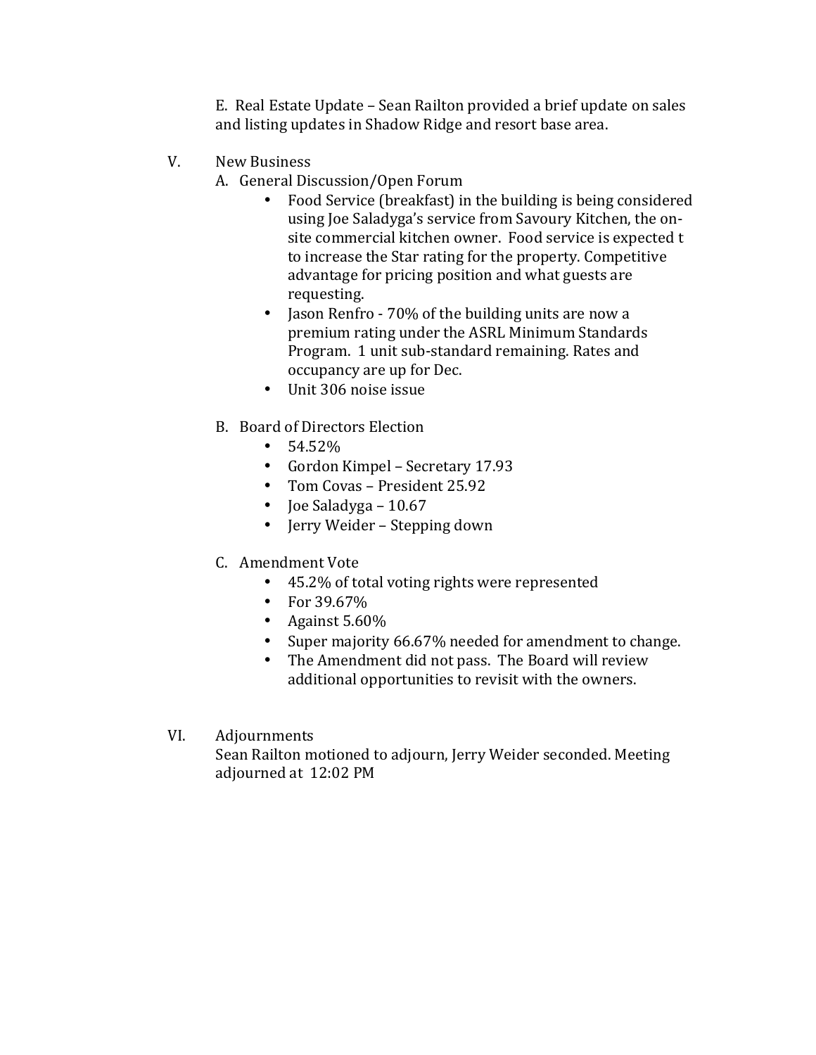E. Real Estate Update – Sean Railton provided a brief update on sales and listing updates in Shadow Ridge and resort base area.

V. New Business

A. General Discussion/Open Forum

- Food Service (breakfast) in the building is being considered using Joe Saladyga's service from Savoury Kitchen, the on-site commercial kitchen owner. Food service is expected t to increase the Star rating for the property. Competitive advantage for pricing position and what guests are requesting.
- Jason Renfro - 70% of the building units are now a premium rating under the ASRL Minimum Standards Program. 1 unit sub-standard remaining. Rates and occupancy are up for Dec.
- Unit 306 noise issue

B. Board of Directors Election

- 54.52%
- Gordon Kimpel – Secretary 17.93
- Tom Covas – President 25.92
- Joe Saladyga – 10.67
- Jerry Weider – Stepping down

C. Amendment Vote

- 45.2% of total voting rights were represented
- For 39.67%
- Against 5.60%
- Super majority 66.67% needed for amendment to change.
- The Amendment did not pass. The Board will review additional opportunities to revisit with the owners.

VI. Adjournments

Sean Railton motioned to adjourn, Jerry Weider seconded. Meeting adjourned at 12:02 PM